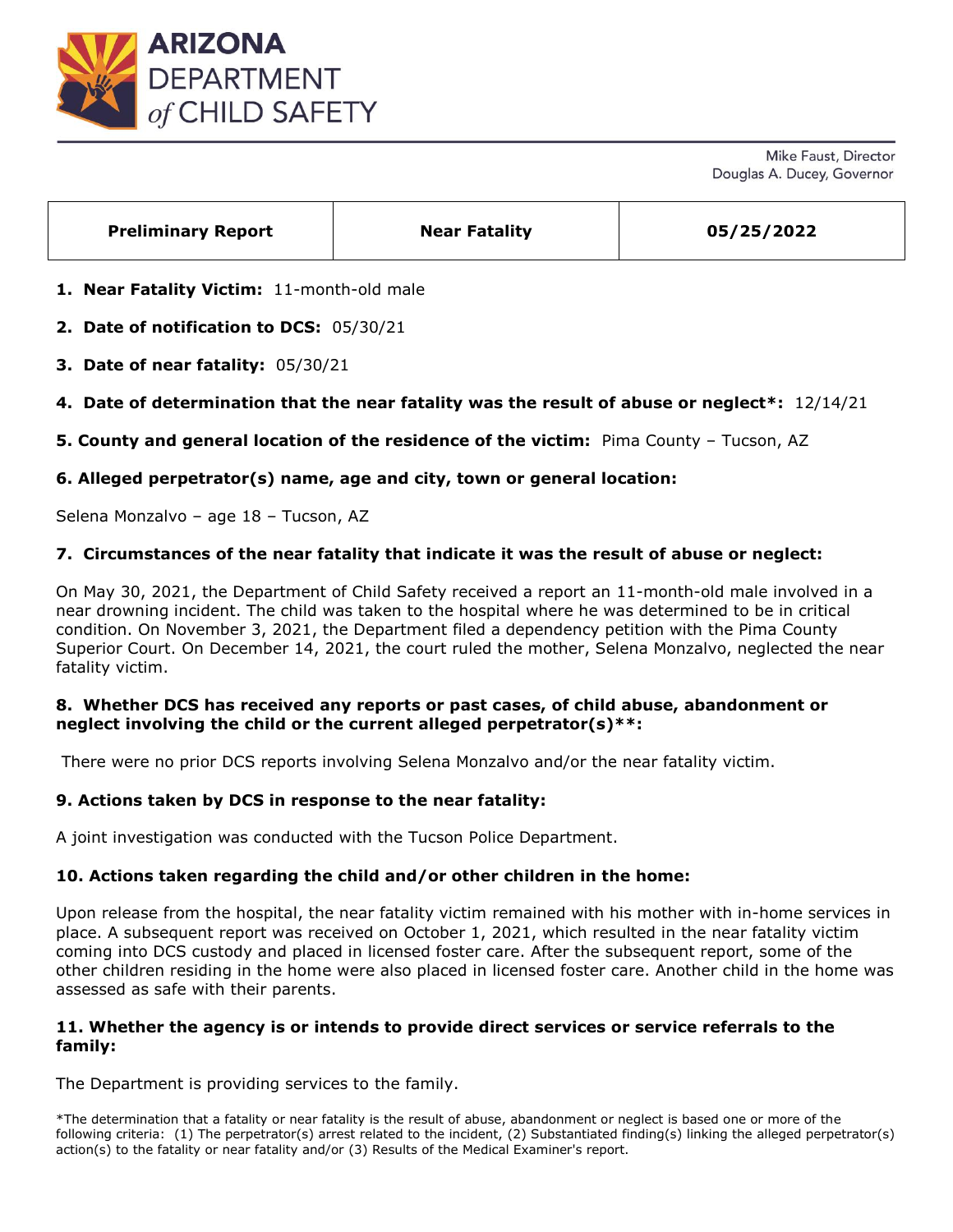# ARIZONA DEPARTMENT *of* CHILD SAFETY

Mike Faust, Director
Douglas A. Ducey, Governor

| Preliminary Report | Near Fatality | 05/25/2022 |
|---|---|---|

1. **Near Fatality Victim:** 11-month-old male

2. **Date of notification to DCS:** 05/30/21

3. **Date of near fatality:** 05/30/21

4. **Date of determination that the near fatality was the result of abuse or neglect*:** 12/14/21

5. **County and general location of the residence of the victim:** Pima County – Tucson, AZ

6. **Alleged perpetrator(s) name, age and city, town or general location:**

Selena Monzalvo – age 18 – Tucson, AZ

7. **Circumstances of the near fatality that indicate it was the result of abuse or neglect:**

On May 30, 2021, the Department of Child Safety received a report an 11-month-old male involved in a near drowning incident. The child was taken to the hospital where he was determined to be in critical condition. On November 3, 2021, the Department filed a dependency petition with the Pima County Superior Court. On December 14, 2021, the court ruled the mother, Selena Monzalvo, neglected the near fatality victim.

8. **Whether DCS has received any reports or past cases, of child abuse, abandonment or neglect involving the child or the current alleged perpetrator(s)**:**

There were no prior DCS reports involving Selena Monzalvo and/or the near fatality victim.

9. **Actions taken by DCS in response to the near fatality:**

A joint investigation was conducted with the Tucson Police Department.

10. **Actions taken regarding the child and/or other children in the home:**

Upon release from the hospital, the near fatality victim remained with his mother with in-home services in place. A subsequent report was received on October 1, 2021, which resulted in the near fatality victim coming into DCS custody and placed in licensed foster care. After the subsequent report, some of the other children residing in the home were also placed in licensed foster care. Another child in the home was assessed as safe with their parents.

11. **Whether the agency is or intends to provide direct services or service referrals to the family:**

The Department is providing services to the family.

*The determination that a fatality or near fatality is the result of abuse, abandonment or neglect is based one or more of the following criteria: (1) The perpetrator(s) arrest related to the incident, (2) Substantiated finding(s) linking the alleged perpetrator(s) action(s) to the fatality or near fatality and/or (3) Results of the Medical Examiner's report.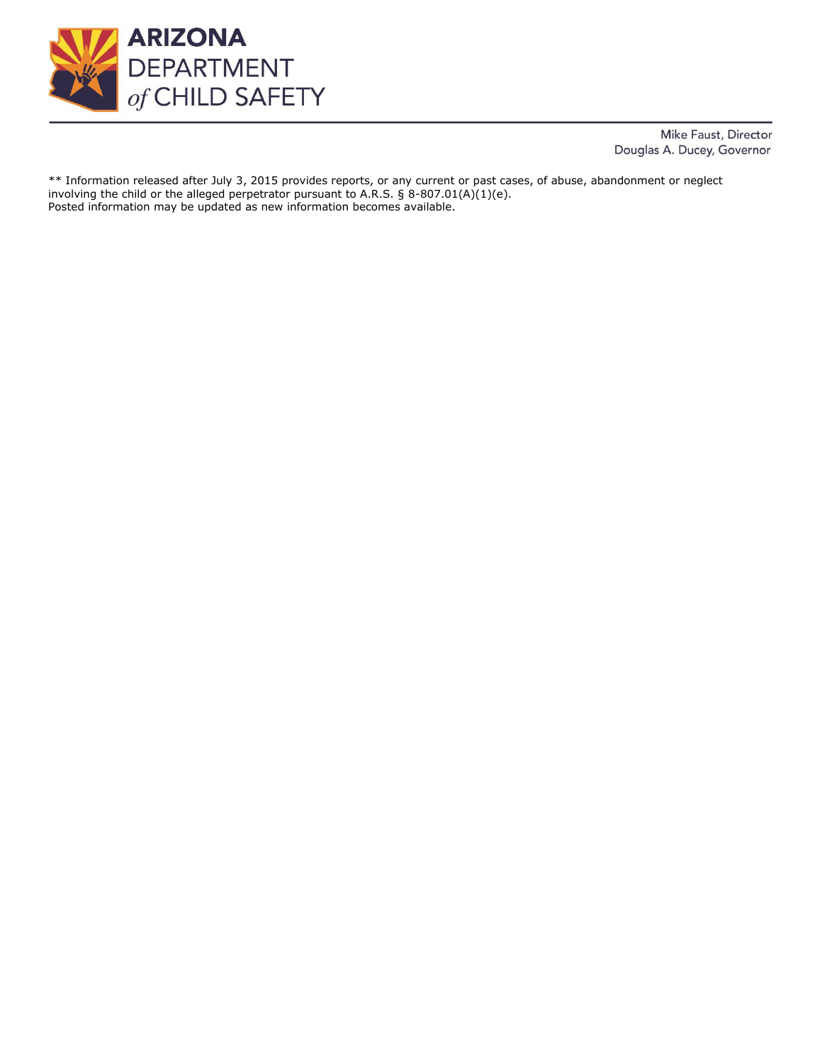# ARIZONA DEPARTMENT *of* CHILD SAFETY

Mike Faust, Director
Douglas A. Ducey, Governor

** Information released after July 3, 2015 provides reports, or any current or past cases, of abuse, abandonment or neglect involving the child or the alleged perpetrator pursuant to A.R.S. § 8-807.01(A)(1)(e).
Posted information may be updated as new information becomes available.